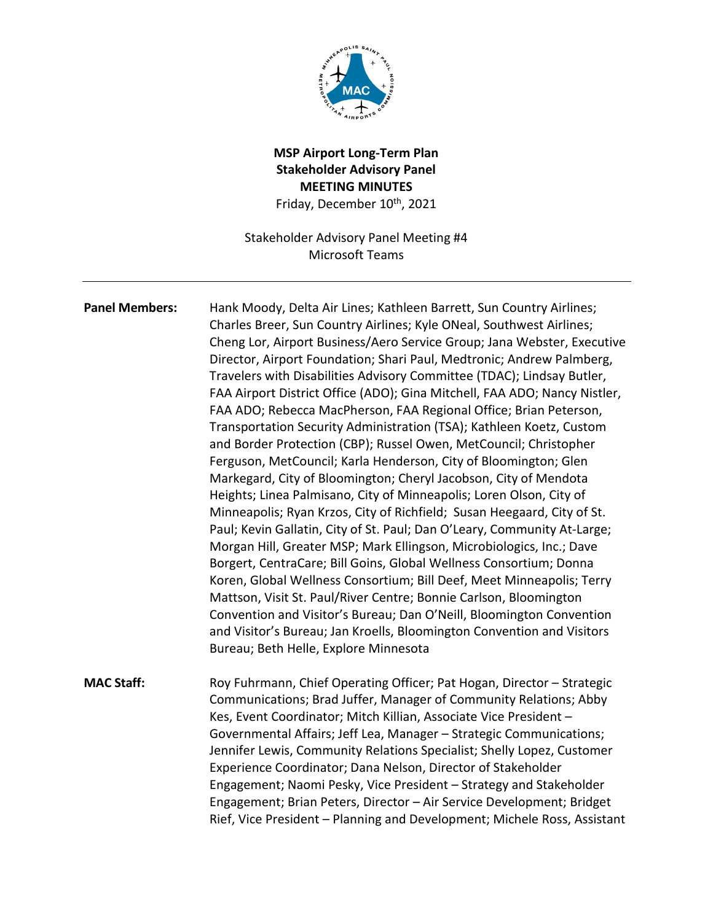**MSP Airport Long-Term Plan**
**Stakeholder Advisory Panel**
**MEETING MINUTES**
Friday, December 10th, 2021

Stakeholder Advisory Panel Meeting #4
Microsoft Teams

---

**Panel Members:** Hank Moody, Delta Air Lines; Kathleen Barrett, Sun Country Airlines; Charles Breer, Sun Country Airlines; Kyle ONeal, Southwest Airlines; Cheng Lor, Airport Business/Aero Service Group; Jana Webster, Executive Director, Airport Foundation; Shari Paul, Medtronic; Andrew Palmberg, Travelers with Disabilities Advisory Committee (TDAC); Lindsay Butler, FAA Airport District Office (ADO); Gina Mitchell, FAA ADO; Nancy Nistler, FAA ADO; Rebecca MacPherson, FAA Regional Office; Brian Peterson, Transportation Security Administration (TSA); Kathleen Koetz, Custom and Border Protection (CBP); Russel Owen, MetCouncil; Christopher Ferguson, MetCouncil; Karla Henderson, City of Bloomington; Glen Markegard, City of Bloomington; Cheryl Jacobson, City of Mendota Heights; Linea Palmisano, City of Minneapolis; Loren Olson, City of Minneapolis; Ryan Krzos, City of Richfield; Susan Heegaard, City of St. Paul; Kevin Gallatin, City of St. Paul; Dan O'Leary, Community At-Large; Morgan Hill, Greater MSP; Mark Ellingson, Microbiologics, Inc.; Dave Borgert, CentraCare; Bill Goins, Global Wellness Consortium; Donna Koren, Global Wellness Consortium; Bill Deef, Meet Minneapolis; Terry Mattson, Visit St. Paul/River Centre; Bonnie Carlson, Bloomington Convention and Visitor's Bureau; Dan O'Neill, Bloomington Convention and Visitor's Bureau; Jan Kroells, Bloomington Convention and Visitors Bureau; Beth Helle, Explore Minnesota

**MAC Staff:** Roy Fuhrmann, Chief Operating Officer; Pat Hogan, Director – Strategic Communications; Brad Juffer, Manager of Community Relations; Abby Kes, Event Coordinator; Mitch Killian, Associate Vice President – Governmental Affairs; Jeff Lea, Manager – Strategic Communications; Jennifer Lewis, Community Relations Specialist; Shelly Lopez, Customer Experience Coordinator; Dana Nelson, Director of Stakeholder Engagement; Naomi Pesky, Vice President – Strategy and Stakeholder Engagement; Brian Peters, Director – Air Service Development; Bridget Rief, Vice President – Planning and Development; Michele Ross, Assistant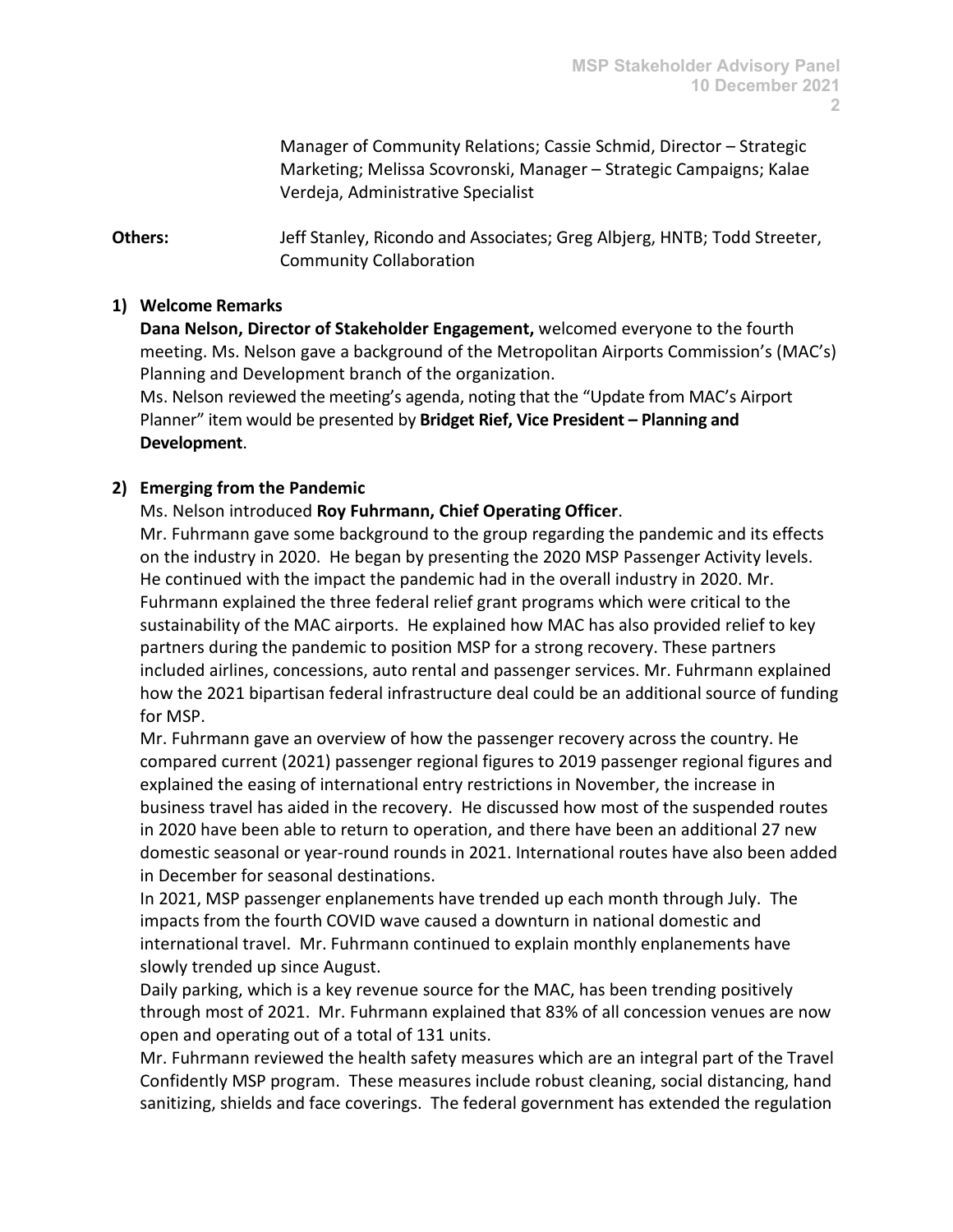Manager of Community Relations; Cassie Schmid, Director – Strategic Marketing; Melissa Scovronski, Manager – Strategic Campaigns; Kalae Verdeja, Administrative Specialist

**Others:** Jeff Stanley, Ricondo and Associates; Greg Albjerg, HNTB; Todd Streeter, Community Collaboration

**1) Welcome Remarks**

**Dana Nelson, Director of Stakeholder Engagement,** welcomed everyone to the fourth meeting. Ms. Nelson gave a background of the Metropolitan Airports Commission's (MAC's) Planning and Development branch of the organization.

Ms. Nelson reviewed the meeting's agenda, noting that the "Update from MAC's Airport Planner" item would be presented by **Bridget Rief, Vice President – Planning and Development**.

**2) Emerging from the Pandemic**

Ms. Nelson introduced **Roy Fuhrmann, Chief Operating Officer**.

Mr. Fuhrmann gave some background to the group regarding the pandemic and its effects on the industry in 2020. He began by presenting the 2020 MSP Passenger Activity levels. He continued with the impact the pandemic had in the overall industry in 2020. Mr. Fuhrmann explained the three federal relief grant programs which were critical to the sustainability of the MAC airports. He explained how MAC has also provided relief to key partners during the pandemic to position MSP for a strong recovery. These partners included airlines, concessions, auto rental and passenger services. Mr. Fuhrmann explained how the 2021 bipartisan federal infrastructure deal could be an additional source of funding for MSP.

Mr. Fuhrmann gave an overview of how the passenger recovery across the country. He compared current (2021) passenger regional figures to 2019 passenger regional figures and explained the easing of international entry restrictions in November, the increase in business travel has aided in the recovery. He discussed how most of the suspended routes in 2020 have been able to return to operation, and there have been an additional 27 new domestic seasonal or year-round rounds in 2021. International routes have also been added in December for seasonal destinations.

In 2021, MSP passenger enplanements have trended up each month through July. The impacts from the fourth COVID wave caused a downturn in national domestic and international travel. Mr. Fuhrmann continued to explain monthly enplanements have slowly trended up since August.

Daily parking, which is a key revenue source for the MAC, has been trending positively through most of 2021. Mr. Fuhrmann explained that 83% of all concession venues are now open and operating out of a total of 131 units.

Mr. Fuhrmann reviewed the health safety measures which are an integral part of the Travel Confidently MSP program. These measures include robust cleaning, social distancing, hand sanitizing, shields and face coverings. The federal government has extended the regulation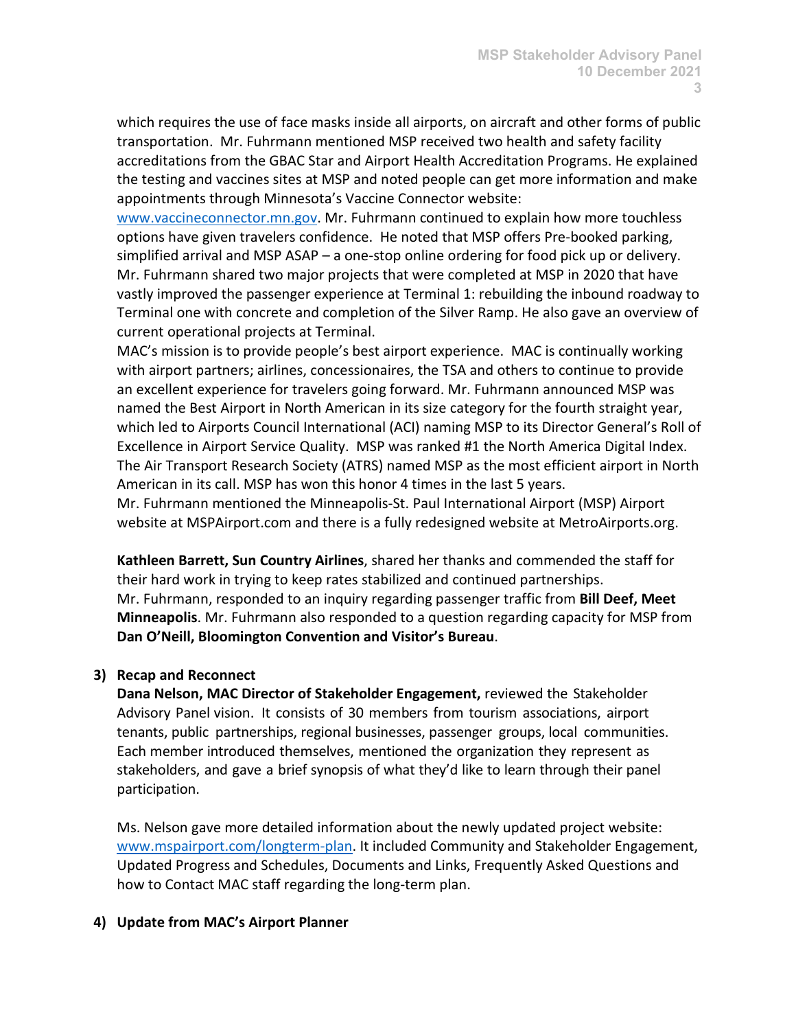which requires the use of face masks inside all airports, on aircraft and other forms of public transportation. Mr. Fuhrmann mentioned MSP received two health and safety facility accreditations from the GBAC Star and Airport Health Accreditation Programs. He explained the testing and vaccines sites at MSP and noted people can get more information and make appointments through Minnesota's Vaccine Connector website: [www.vaccineconnector.mn.gov](www.vaccineconnector.mn.gov). Mr. Fuhrmann continued to explain how more touchless options have given travelers confidence. He noted that MSP offers Pre-booked parking, simplified arrival and MSP ASAP – a one-stop online ordering for food pick up or delivery. Mr. Fuhrmann shared two major projects that were completed at MSP in 2020 that have vastly improved the passenger experience at Terminal 1: rebuilding the inbound roadway to Terminal one with concrete and completion of the Silver Ramp. He also gave an overview of current operational projects at Terminal.

MAC's mission is to provide people's best airport experience. MAC is continually working with airport partners; airlines, concessionaires, the TSA and others to continue to provide an excellent experience for travelers going forward. Mr. Fuhrmann announced MSP was named the Best Airport in North American in its size category for the fourth straight year, which led to Airports Council International (ACI) naming MSP to its Director General's Roll of Excellence in Airport Service Quality. MSP was ranked #1 the North America Digital Index. The Air Transport Research Society (ATRS) named MSP as the most efficient airport in North American in its call. MSP has won this honor 4 times in the last 5 years.

Mr. Fuhrmann mentioned the Minneapolis-St. Paul International Airport (MSP) Airport website at MSPAirport.com and there is a fully redesigned website at MetroAirports.org.

**Kathleen Barrett, Sun Country Airlines**, shared her thanks and commended the staff for their hard work in trying to keep rates stabilized and continued partnerships. Mr. Fuhrmann, responded to an inquiry regarding passenger traffic from **Bill Deef, Meet Minneapolis**. Mr. Fuhrmann also responded to a question regarding capacity for MSP from **Dan O'Neill, Bloomington Convention and Visitor's Bureau**.

**3) Recap and Reconnect**

**Dana Nelson, MAC Director of Stakeholder Engagement,** reviewed the Stakeholder Advisory Panel vision. It consists of 30 members from tourism associations, airport tenants, public partnerships, regional businesses, passenger groups, local communities. Each member introduced themselves, mentioned the organization they represent as stakeholders, and gave a brief synopsis of what they'd like to learn through their panel participation.

Ms. Nelson gave more detailed information about the newly updated project website: [www.mspairport.com/longterm-plan](www.mspairport.com/longterm-plan). It included Community and Stakeholder Engagement, Updated Progress and Schedules, Documents and Links, Frequently Asked Questions and how to Contact MAC staff regarding the long-term plan.

**4) Update from MAC's Airport Planner**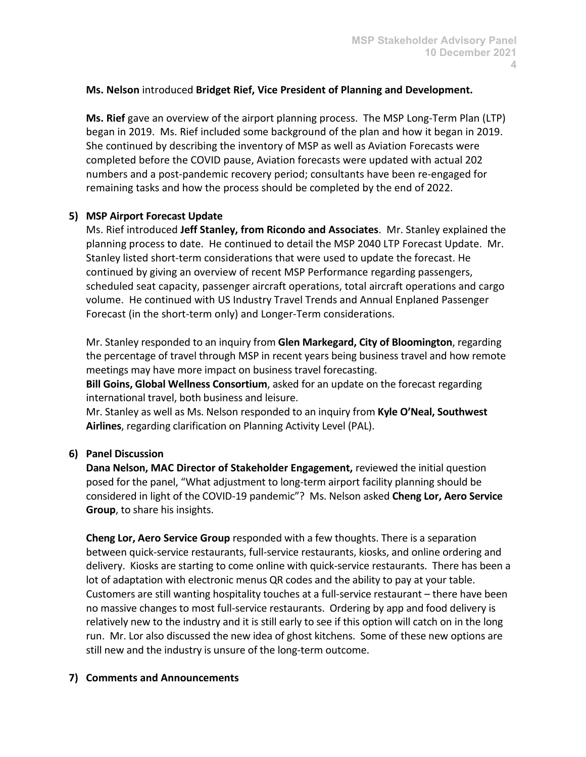**Ms. Nelson** introduced **Bridget Rief, Vice President of Planning and Development.**

**Ms. Rief** gave an overview of the airport planning process. The MSP Long-Term Plan (LTP) began in 2019. Ms. Rief included some background of the plan and how it began in 2019. She continued by describing the inventory of MSP as well as Aviation Forecasts were completed before the COVID pause, Aviation forecasts were updated with actual 202 numbers and a post-pandemic recovery period; consultants have been re-engaged for remaining tasks and how the process should be completed by the end of 2022.

## 5) MSP Airport Forecast Update

Ms. Rief introduced **Jeff Stanley, from Ricondo and Associates**. Mr. Stanley explained the planning process to date. He continued to detail the MSP 2040 LTP Forecast Update. Mr. Stanley listed short-term considerations that were used to update the forecast. He continued by giving an overview of recent MSP Performance regarding passengers, scheduled seat capacity, passenger aircraft operations, total aircraft operations and cargo volume. He continued with US Industry Travel Trends and Annual Enplaned Passenger Forecast (in the short-term only) and Longer-Term considerations.

Mr. Stanley responded to an inquiry from **Glen Markegard, City of Bloomington**, regarding the percentage of travel through MSP in recent years being business travel and how remote meetings may have more impact on business travel forecasting.
**Bill Goins, Global Wellness Consortium**, asked for an update on the forecast regarding international travel, both business and leisure.
Mr. Stanley as well as Ms. Nelson responded to an inquiry from **Kyle O'Neal, Southwest Airlines**, regarding clarification on Planning Activity Level (PAL).

## 6) Panel Discussion

**Dana Nelson, MAC Director of Stakeholder Engagement,** reviewed the initial question posed for the panel, "What adjustment to long-term airport facility planning should be considered in light of the COVID-19 pandemic"? Ms. Nelson asked **Cheng Lor, Aero Service Group**, to share his insights.

**Cheng Lor, Aero Service Group** responded with a few thoughts. There is a separation between quick-service restaurants, full-service restaurants, kiosks, and online ordering and delivery. Kiosks are starting to come online with quick-service restaurants. There has been a lot of adaptation with electronic menus QR codes and the ability to pay at your table. Customers are still wanting hospitality touches at a full-service restaurant – there have been no massive changes to most full-service restaurants. Ordering by app and food delivery is relatively new to the industry and it is still early to see if this option will catch on in the long run. Mr. Lor also discussed the new idea of ghost kitchens. Some of these new options are still new and the industry is unsure of the long-term outcome.

## 7) Comments and Announcements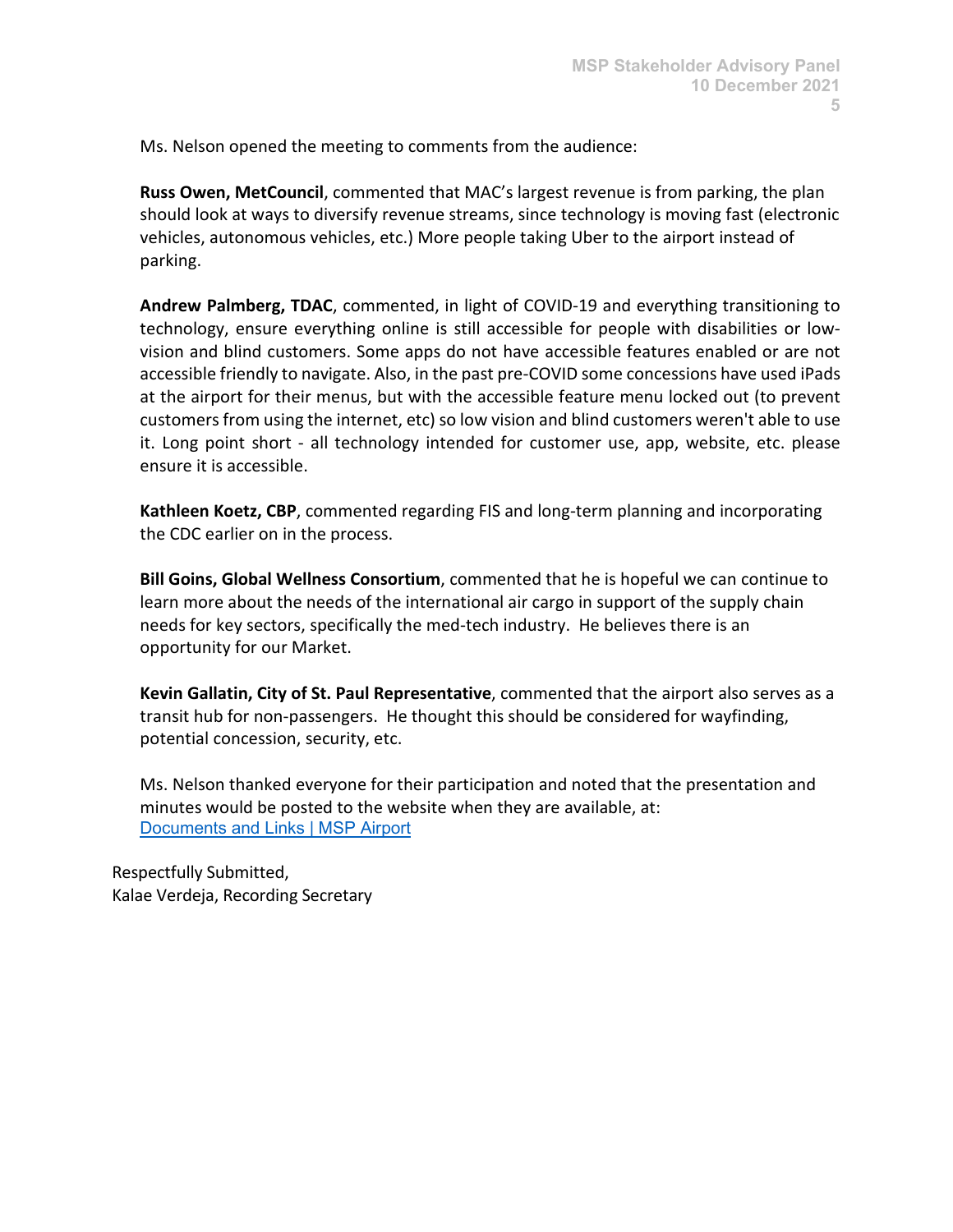Ms. Nelson opened the meeting to comments from the audience:

**Russ Owen, MetCouncil**, commented that MAC's largest revenue is from parking, the plan should look at ways to diversify revenue streams, since technology is moving fast (electronic vehicles, autonomous vehicles, etc.) More people taking Uber to the airport instead of parking.

**Andrew Palmberg, TDAC**, commented, in light of COVID-19 and everything transitioning to technology, ensure everything online is still accessible for people with disabilities or low-vision and blind customers. Some apps do not have accessible features enabled or are not accessible friendly to navigate. Also, in the past pre-COVID some concessions have used iPads at the airport for their menus, but with the accessible feature menu locked out (to prevent customers from using the internet, etc) so low vision and blind customers weren't able to use it. Long point short - all technology intended for customer use, app, website, etc. please ensure it is accessible.

**Kathleen Koetz, CBP**, commented regarding FIS and long-term planning and incorporating the CDC earlier on in the process.

**Bill Goins, Global Wellness Consortium**, commented that he is hopeful we can continue to learn more about the needs of the international air cargo in support of the supply chain needs for key sectors, specifically the med-tech industry. He believes there is an opportunity for our Market.

**Kevin Gallatin, City of St. Paul Representative**, commented that the airport also serves as a transit hub for non-passengers. He thought this should be considered for wayfinding, potential concession, security, etc.

Ms. Nelson thanked everyone for their participation and noted that the presentation and minutes would be posted to the website when they are available, at: [Documents and Links | MSP Airport]

Respectfully Submitted,
Kalae Verdeja, Recording Secretary